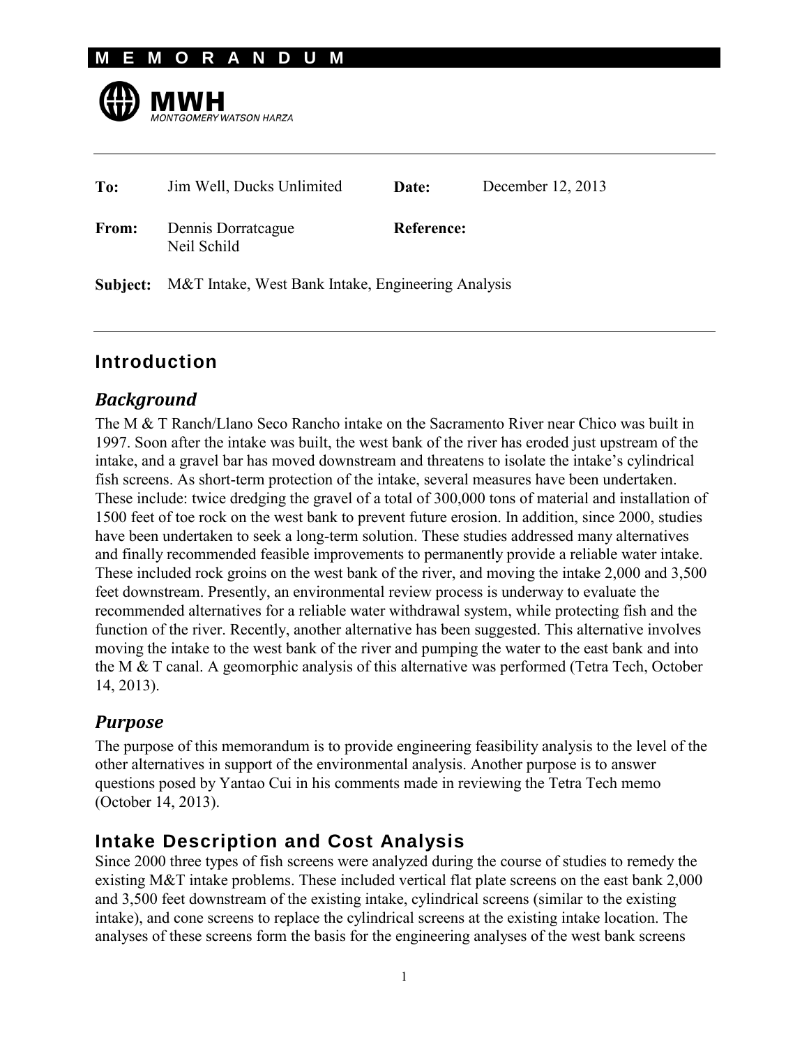# MEMORANDUM

**MWH**
MONTGOMERY WATSON HARZA

| | | | |
|---|---|---|---|
| **To:** | Jim Well, Ducks Unlimited | **Date:** | December 12, 2013 |
| **From:** | Dennis Dorratcague<br>Neil Schild | **Reference:** | |
| **Subject:** | M&T Intake, West Bank Intake, Engineering Analysis | | |

## Introduction

### *Background*

The M & T Ranch/Llano Seco Rancho intake on the Sacramento River near Chico was built in 1997. Soon after the intake was built, the west bank of the river has eroded just upstream of the intake, and a gravel bar has moved downstream and threatens to isolate the intake's cylindrical fish screens. As short-term protection of the intake, several measures have been undertaken. These include: twice dredging the gravel of a total of 300,000 tons of material and installation of 1500 feet of toe rock on the west bank to prevent future erosion. In addition, since 2000, studies have been undertaken to seek a long-term solution. These studies addressed many alternatives and finally recommended feasible improvements to permanently provide a reliable water intake. These included rock groins on the west bank of the river, and moving the intake 2,000 and 3,500 feet downstream. Presently, an environmental review process is underway to evaluate the recommended alternatives for a reliable water withdrawal system, while protecting fish and the function of the river. Recently, another alternative has been suggested. This alternative involves moving the intake to the west bank of the river and pumping the water to the east bank and into the M & T canal. A geomorphic analysis of this alternative was performed (Tetra Tech, October 14, 2013).

### *Purpose*

The purpose of this memorandum is to provide engineering feasibility analysis to the level of the other alternatives in support of the environmental analysis. Another purpose is to answer questions posed by Yantao Cui in his comments made in reviewing the Tetra Tech memo (October 14, 2013).

## Intake Description and Cost Analysis

Since 2000 three types of fish screens were analyzed during the course of studies to remedy the existing M&T intake problems. These included vertical flat plate screens on the east bank 2,000 and 3,500 feet downstream of the existing intake, cylindrical screens (similar to the existing intake), and cone screens to replace the cylindrical screens at the existing intake location. The analyses of these screens form the basis for the engineering analyses of the west bank screens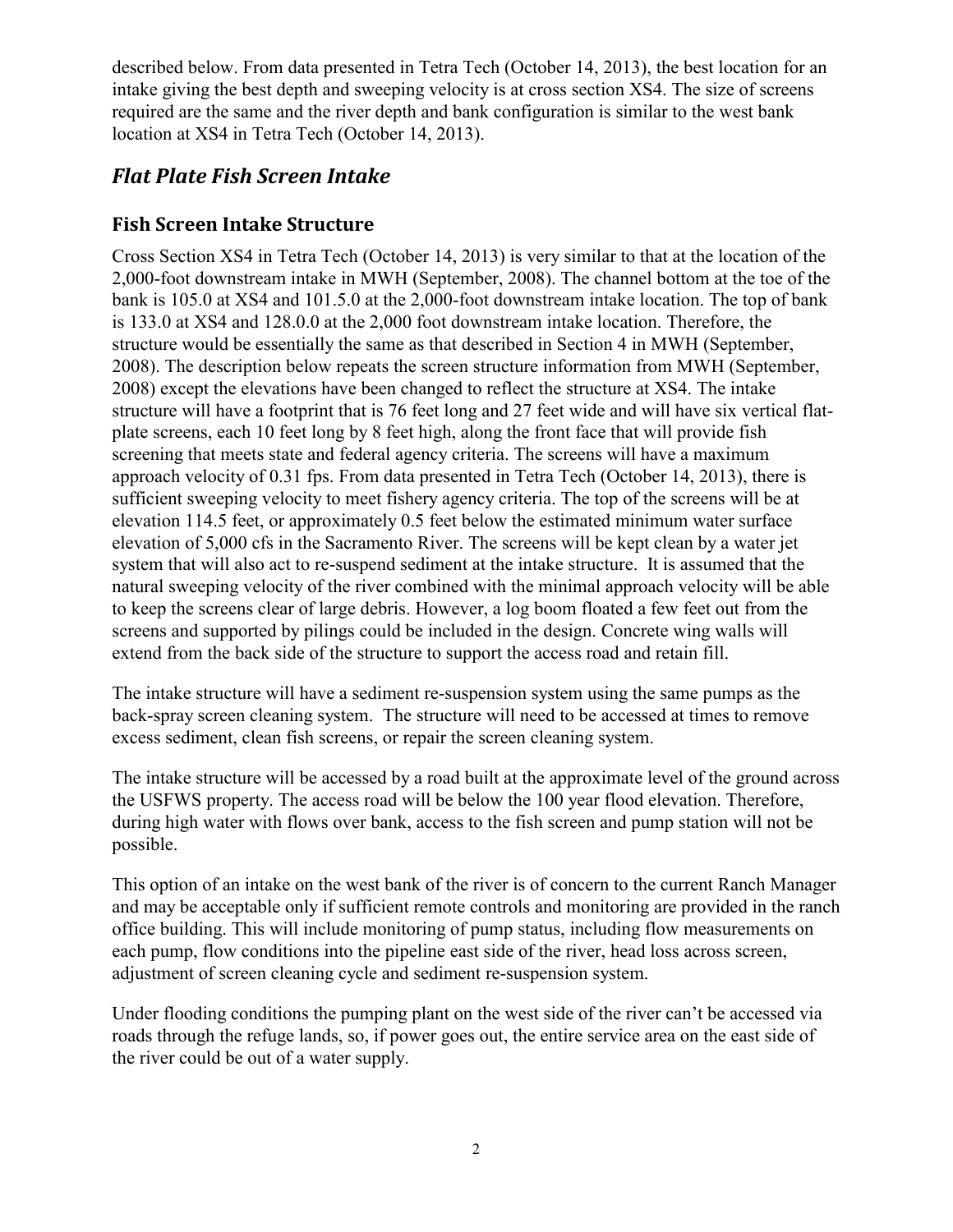described below. From data presented in Tetra Tech (October 14, 2013), the best location for an intake giving the best depth and sweeping velocity is at cross section XS4. The size of screens required are the same and the river depth and bank configuration is similar to the west bank location at XS4 in Tetra Tech (October 14, 2013).

## *Flat Plate Fish Screen Intake*

### Fish Screen Intake Structure

Cross Section XS4 in Tetra Tech (October 14, 2013) is very similar to that at the location of the 2,000-foot downstream intake in MWH (September, 2008). The channel bottom at the toe of the bank is 105.0 at XS4 and 101.5.0 at the 2,000-foot downstream intake location. The top of bank is 133.0 at XS4 and 128.0.0 at the 2,000 foot downstream intake location. Therefore, the structure would be essentially the same as that described in Section 4 in MWH (September, 2008). The description below repeats the screen structure information from MWH (September, 2008) except the elevations have been changed to reflect the structure at XS4. The intake structure will have a footprint that is 76 feet long and 27 feet wide and will have six vertical flat-plate screens, each 10 feet long by 8 feet high, along the front face that will provide fish screening that meets state and federal agency criteria. The screens will have a maximum approach velocity of 0.31 fps. From data presented in Tetra Tech (October 14, 2013), there is sufficient sweeping velocity to meet fishery agency criteria. The top of the screens will be at elevation 114.5 feet, or approximately 0.5 feet below the estimated minimum water surface elevation of 5,000 cfs in the Sacramento River. The screens will be kept clean by a water jet system that will also act to re-suspend sediment at the intake structure. It is assumed that the natural sweeping velocity of the river combined with the minimal approach velocity will be able to keep the screens clear of large debris. However, a log boom floated a few feet out from the screens and supported by pilings could be included in the design. Concrete wing walls will extend from the back side of the structure to support the access road and retain fill.

The intake structure will have a sediment re-suspension system using the same pumps as the back-spray screen cleaning system. The structure will need to be accessed at times to remove excess sediment, clean fish screens, or repair the screen cleaning system.

The intake structure will be accessed by a road built at the approximate level of the ground across the USFWS property. The access road will be below the 100 year flood elevation. Therefore, during high water with flows over bank, access to the fish screen and pump station will not be possible.

This option of an intake on the west bank of the river is of concern to the current Ranch Manager and may be acceptable only if sufficient remote controls and monitoring are provided in the ranch office building. This will include monitoring of pump status, including flow measurements on each pump, flow conditions into the pipeline east side of the river, head loss across screen, adjustment of screen cleaning cycle and sediment re-suspension system.

Under flooding conditions the pumping plant on the west side of the river can't be accessed via roads through the refuge lands, so, if power goes out, the entire service area on the east side of the river could be out of a water supply.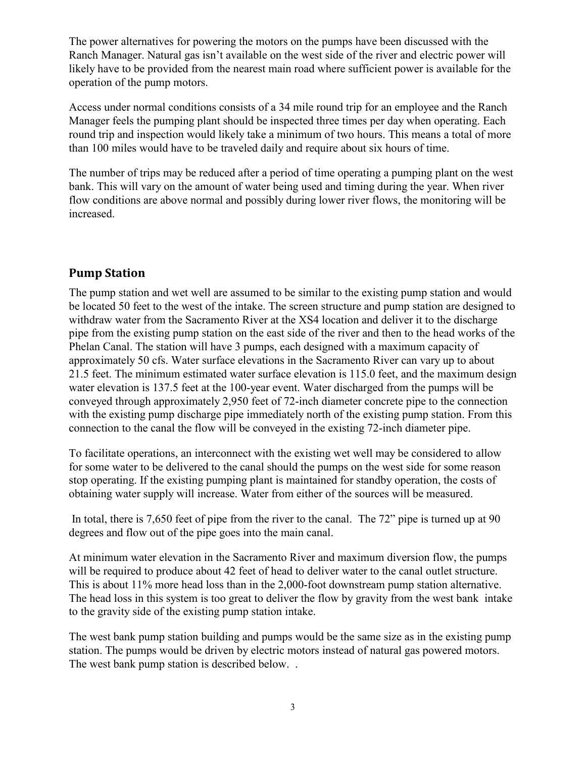The power alternatives for powering the motors on the pumps have been discussed with the Ranch Manager. Natural gas isn't available on the west side of the river and electric power will likely have to be provided from the nearest main road where sufficient power is available for the operation of the pump motors.

Access under normal conditions consists of a 34 mile round trip for an employee and the Ranch Manager feels the pumping plant should be inspected three times per day when operating. Each round trip and inspection would likely take a minimum of two hours. This means a total of more than 100 miles would have to be traveled daily and require about six hours of time.

The number of trips may be reduced after a period of time operating a pumping plant on the west bank. This will vary on the amount of water being used and timing during the year. When river flow conditions are above normal and possibly during lower river flows, the monitoring will be increased.

## Pump Station

The pump station and wet well are assumed to be similar to the existing pump station and would be located 50 feet to the west of the intake. The screen structure and pump station are designed to withdraw water from the Sacramento River at the XS4 location and deliver it to the discharge pipe from the existing pump station on the east side of the river and then to the head works of the Phelan Canal. The station will have 3 pumps, each designed with a maximum capacity of approximately 50 cfs. Water surface elevations in the Sacramento River can vary up to about 21.5 feet. The minimum estimated water surface elevation is 115.0 feet, and the maximum design water elevation is 137.5 feet at the 100-year event. Water discharged from the pumps will be conveyed through approximately 2,950 feet of 72-inch diameter concrete pipe to the connection with the existing pump discharge pipe immediately north of the existing pump station. From this connection to the canal the flow will be conveyed in the existing 72-inch diameter pipe.

To facilitate operations, an interconnect with the existing wet well may be considered to allow for some water to be delivered to the canal should the pumps on the west side for some reason stop operating. If the existing pumping plant is maintained for standby operation, the costs of obtaining water supply will increase. Water from either of the sources will be measured.

In total, there is 7,650 feet of pipe from the river to the canal. The 72" pipe is turned up at 90 degrees and flow out of the pipe goes into the main canal.

At minimum water elevation in the Sacramento River and maximum diversion flow, the pumps will be required to produce about 42 feet of head to deliver water to the canal outlet structure. This is about 11% more head loss than in the 2,000-foot downstream pump station alternative. The head loss in this system is too great to deliver the flow by gravity from the west bank intake to the gravity side of the existing pump station intake.

The west bank pump station building and pumps would be the same size as in the existing pump station. The pumps would be driven by electric motors instead of natural gas powered motors. The west bank pump station is described below. .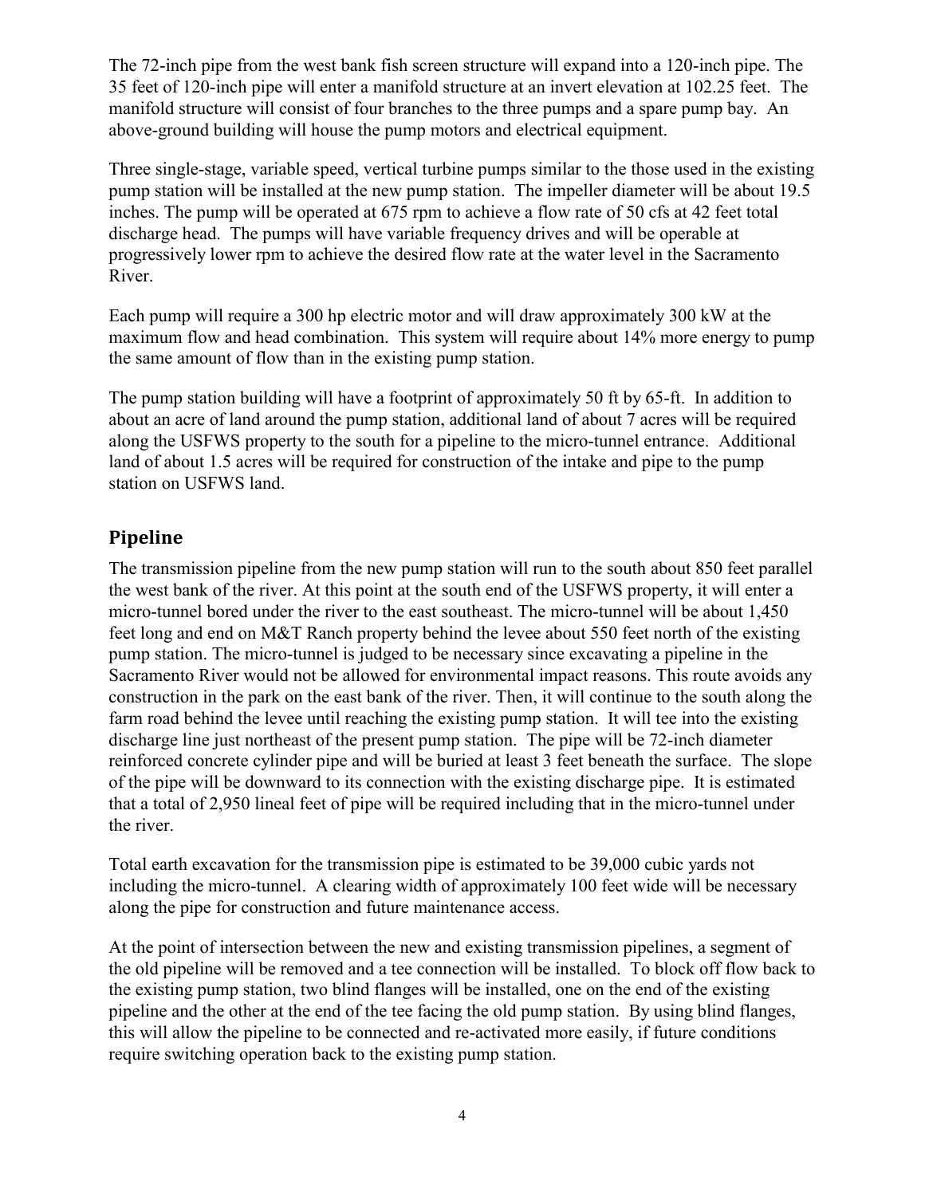The 72-inch pipe from the west bank fish screen structure will expand into a 120-inch pipe. The 35 feet of 120-inch pipe will enter a manifold structure at an invert elevation at 102.25 feet. The manifold structure will consist of four branches to the three pumps and a spare pump bay. An above-ground building will house the pump motors and electrical equipment.

Three single-stage, variable speed, vertical turbine pumps similar to the those used in the existing pump station will be installed at the new pump station. The impeller diameter will be about 19.5 inches. The pump will be operated at 675 rpm to achieve a flow rate of 50 cfs at 42 feet total discharge head. The pumps will have variable frequency drives and will be operable at progressively lower rpm to achieve the desired flow rate at the water level in the Sacramento River.

Each pump will require a 300 hp electric motor and will draw approximately 300 kW at the maximum flow and head combination. This system will require about 14% more energy to pump the same amount of flow than in the existing pump station.

The pump station building will have a footprint of approximately 50 ft by 65-ft. In addition to about an acre of land around the pump station, additional land of about 7 acres will be required along the USFWS property to the south for a pipeline to the micro-tunnel entrance. Additional land of about 1.5 acres will be required for construction of the intake and pipe to the pump station on USFWS land.

## Pipeline

The transmission pipeline from the new pump station will run to the south about 850 feet parallel the west bank of the river. At this point at the south end of the USFWS property, it will enter a micro-tunnel bored under the river to the east southeast. The micro-tunnel will be about 1,450 feet long and end on M&T Ranch property behind the levee about 550 feet north of the existing pump station. The micro-tunnel is judged to be necessary since excavating a pipeline in the Sacramento River would not be allowed for environmental impact reasons. This route avoids any construction in the park on the east bank of the river. Then, it will continue to the south along the farm road behind the levee until reaching the existing pump station. It will tee into the existing discharge line just northeast of the present pump station. The pipe will be 72-inch diameter reinforced concrete cylinder pipe and will be buried at least 3 feet beneath the surface. The slope of the pipe will be downward to its connection with the existing discharge pipe. It is estimated that a total of 2,950 lineal feet of pipe will be required including that in the micro-tunnel under the river.

Total earth excavation for the transmission pipe is estimated to be 39,000 cubic yards not including the micro-tunnel. A clearing width of approximately 100 feet wide will be necessary along the pipe for construction and future maintenance access.

At the point of intersection between the new and existing transmission pipelines, a segment of the old pipeline will be removed and a tee connection will be installed. To block off flow back to the existing pump station, two blind flanges will be installed, one on the end of the existing pipeline and the other at the end of the tee facing the old pump station. By using blind flanges, this will allow the pipeline to be connected and re-activated more easily, if future conditions require switching operation back to the existing pump station.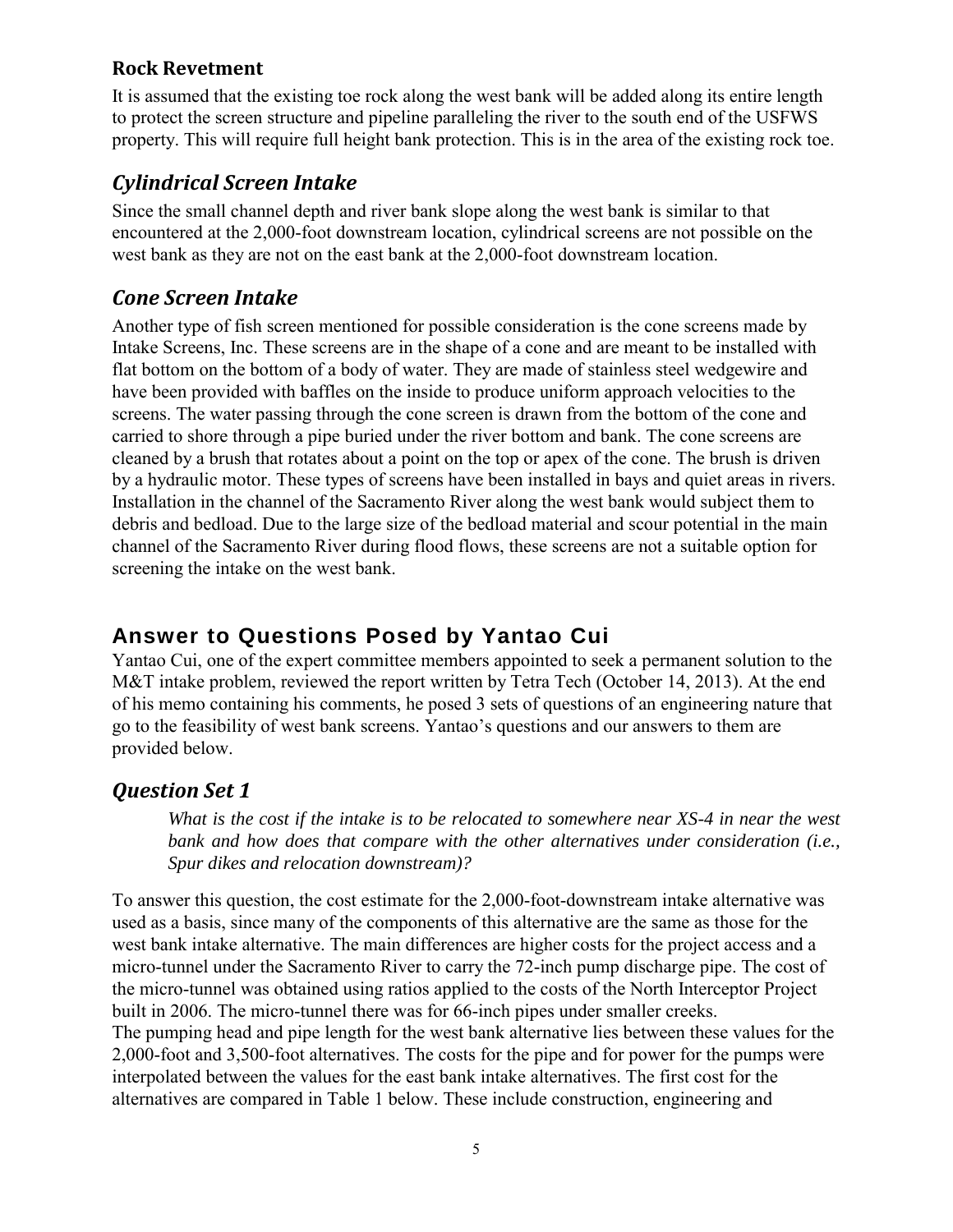### Rock Revetment

It is assumed that the existing toe rock along the west bank will be added along its entire length to protect the screen structure and pipeline paralleling the river to the south end of the USFWS property. This will require full height bank protection. This is in the area of the existing rock toe.

### *Cylindrical Screen Intake*

Since the small channel depth and river bank slope along the west bank is similar to that encountered at the 2,000-foot downstream location, cylindrical screens are not possible on the west bank as they are not on the east bank at the 2,000-foot downstream location.

### *Cone Screen Intake*

Another type of fish screen mentioned for possible consideration is the cone screens made by Intake Screens, Inc. These screens are in the shape of a cone and are meant to be installed with flat bottom on the bottom of a body of water. They are made of stainless steel wedgewire and have been provided with baffles on the inside to produce uniform approach velocities to the screens. The water passing through the cone screen is drawn from the bottom of the cone and carried to shore through a pipe buried under the river bottom and bank. The cone screens are cleaned by a brush that rotates about a point on the top or apex of the cone. The brush is driven by a hydraulic motor. These types of screens have been installed in bays and quiet areas in rivers. Installation in the channel of the Sacramento River along the west bank would subject them to debris and bedload. Due to the large size of the bedload material and scour potential in the main channel of the Sacramento River during flood flows, these screens are not a suitable option for screening the intake on the west bank.

## Answer to Questions Posed by Yantao Cui

Yantao Cui, one of the expert committee members appointed to seek a permanent solution to the M&T intake problem, reviewed the report written by Tetra Tech (October 14, 2013). At the end of his memo containing his comments, he posed 3 sets of questions of an engineering nature that go to the feasibility of west bank screens. Yantao's questions and our answers to them are provided below.

### *Question Set 1*

> *What is the cost if the intake is to be relocated to somewhere near XS-4 in near the west bank and how does that compare with the other alternatives under consideration (i.e., Spur dikes and relocation downstream)?*

To answer this question, the cost estimate for the 2,000-foot-downstream intake alternative was used as a basis, since many of the components of this alternative are the same as those for the west bank intake alternative. The main differences are higher costs for the project access and a micro-tunnel under the Sacramento River to carry the 72-inch pump discharge pipe. The cost of the micro-tunnel was obtained using ratios applied to the costs of the North Interceptor Project built in 2006. The micro-tunnel there was for 66-inch pipes under smaller creeks.
The pumping head and pipe length for the west bank alternative lies between these values for the 2,000-foot and 3,500-foot alternatives. The costs for the pipe and for power for the pumps were interpolated between the values for the east bank intake alternatives. The first cost for the alternatives are compared in Table 1 below. These include construction, engineering and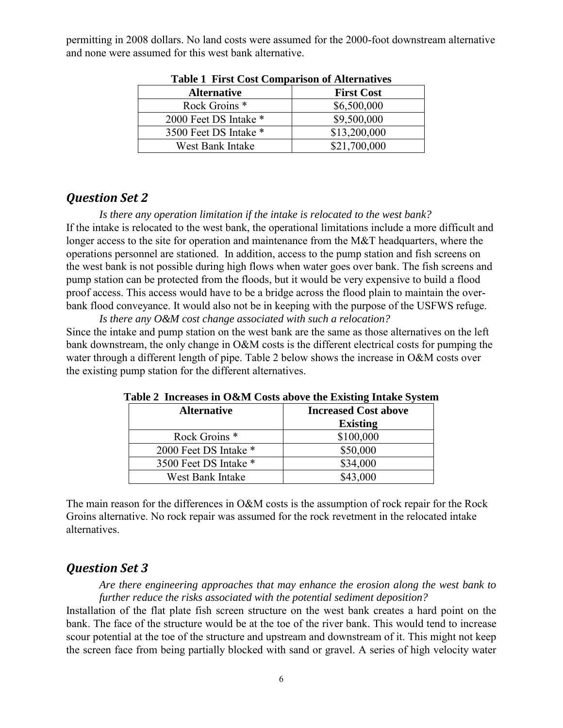permitting in 2008 dollars. No land costs were assumed for the 2000-foot downstream alternative and none were assumed for this west bank alternative.

**Table 1 First Cost Comparison of Alternatives**

| Alternative | First Cost |
|---|---|
| Rock Groins * | $6,500,000 |
| 2000 Feet DS Intake * | $9,500,000 |
| 3500 Feet DS Intake * | $13,200,000 |
| West Bank Intake | $21,700,000 |

## *Question Set 2*

*Is there any operation limitation if the intake is relocated to the west bank?*

If the intake is relocated to the west bank, the operational limitations include a more difficult and longer access to the site for operation and maintenance from the M&T headquarters, where the operations personnel are stationed. In addition, access to the pump station and fish screens on the west bank is not possible during high flows when water goes over bank. The fish screens and pump station can be protected from the floods, but it would be very expensive to build a flood proof access. This access would have to be a bridge across the flood plain to maintain the over-bank flood conveyance. It would also not be in keeping with the purpose of the USFWS refuge.

*Is there any O&M cost change associated with such a relocation?*

Since the intake and pump station on the west bank are the same as those alternatives on the left bank downstream, the only change in O&M costs is the different electrical costs for pumping the water through a different length of pipe. Table 2 below shows the increase in O&M costs over the existing pump station for the different alternatives.

**Table 2 Increases in O&M Costs above the Existing Intake System**

| Alternative | Increased Cost above Existing |
|---|---|
| Rock Groins * | $100,000 |
| 2000 Feet DS Intake * | $50,000 |
| 3500 Feet DS Intake * | $34,000 |
| West Bank Intake | $43,000 |

The main reason for the differences in O&M costs is the assumption of rock repair for the Rock Groins alternative. No rock repair was assumed for the rock revetment in the relocated intake alternatives.

## *Question Set 3*

*Are there engineering approaches that may enhance the erosion along the west bank to further reduce the risks associated with the potential sediment deposition?*

Installation of the flat plate fish screen structure on the west bank creates a hard point on the bank. The face of the structure would be at the toe of the river bank. This would tend to increase scour potential at the toe of the structure and upstream and downstream of it. This might not keep the screen face from being partially blocked with sand or gravel. A series of high velocity water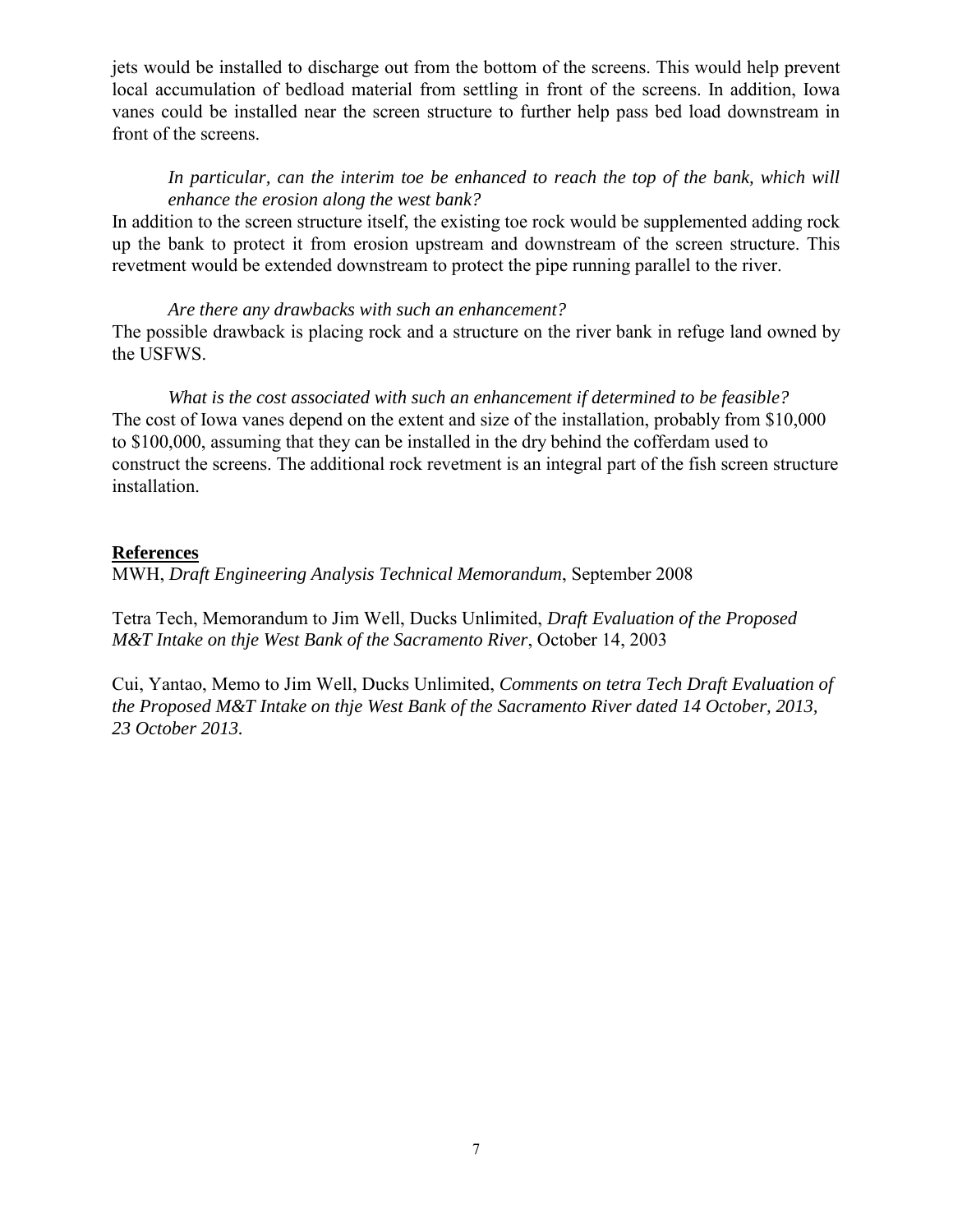jets would be installed to discharge out from the bottom of the screens. This would help prevent local accumulation of bedload material from settling in front of the screens. In addition, Iowa vanes could be installed near the screen structure to further help pass bed load downstream in front of the screens.

*In particular, can the interim toe be enhanced to reach the top of the bank, which will enhance the erosion along the west bank?*

In addition to the screen structure itself, the existing toe rock would be supplemented adding rock up the bank to protect it from erosion upstream and downstream of the screen structure. This revetment would be extended downstream to protect the pipe running parallel to the river.

*Are there any drawbacks with such an enhancement?*

The possible drawback is placing rock and a structure on the river bank in refuge land owned by the USFWS.

*What is the cost associated with such an enhancement if determined to be feasible?*

The cost of Iowa vanes depend on the extent and size of the installation, probably from $10,000 to $100,000, assuming that they can be installed in the dry behind the cofferdam used to construct the screens. The additional rock revetment is an integral part of the fish screen structure installation.

**References**

MWH, *Draft Engineering Analysis Technical Memorandum*, September 2008

Tetra Tech, Memorandum to Jim Well, Ducks Unlimited, *Draft Evaluation of the Proposed M&T Intake on thje West Bank of the Sacramento River*, October 14, 2003

Cui, Yantao, Memo to Jim Well, Ducks Unlimited, *Comments on tetra Tech Draft Evaluation of the Proposed M&T Intake on thje West Bank of the Sacramento River dated 14 October, 2013, 23 October 2013.*